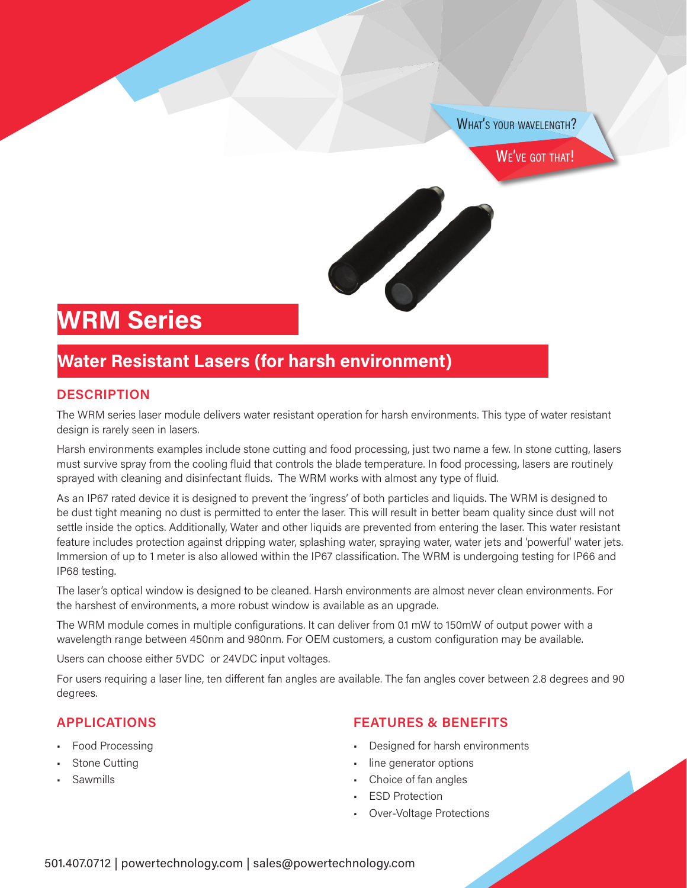WHAT'S YOUR WAVELENGTH?

WE'VE GOT THAT!

# WRM Series

## Water Resistant Lasers (for harsh environment)

### DESCRIPTION

The WRM series laser module delivers water resistant operation for harsh environments. This type of water resistant design is rarely seen in lasers.

Harsh environments examples include stone cutting and food processing, just two name a few. In stone cutting, lasers must survive spray from the cooling fluid that controls the blade temperature. In food processing, lasers are routinely sprayed with cleaning and disinfectant fluids. The WRM works with almost any type of fluid.

As an IP67 rated device it is designed to prevent the 'ingress' of both particles and liquids. The WRM is designed to be dust tight meaning no dust is permitted to enter the laser. This will result in better beam quality since dust will not settle inside the optics. Additionally, Water and other liquids are prevented from entering the laser. This water resistant feature includes protection against dripping water, splashing water, spraying water, water jets and 'powerful' water jets. Immersion of up to 1 meter is also allowed within the IP67 classification. The WRM is undergoing testing for IP66 and IP68 testing.

The laser's optical window is designed to be cleaned. Harsh environments are almost never clean environments. For the harshest of environments, a more robust window is available as an upgrade.

The WRM module comes in multiple configurations. It can deliver from 0.1 mW to 150mW of output power with a wavelength range between 450nm and 980nm. For OEM customers, a custom configuration may be available.

Users can choose either 5VDC or 24VDC input voltages.

For users requiring a laser line, ten different fan angles are available. The fan angles cover between 2.8 degrees and 90 degrees.

### APPLICATIONS

- Food Processing
- Stone Cutting
- Sawmills

### FEATURES & BENEFITS

- Designed for harsh environments
- line generator options
- Choice of fan angles
- ESD Protection
- Over-Voltage Protections

501.407.0712 | powertechnology.com | sales@powertechnology.com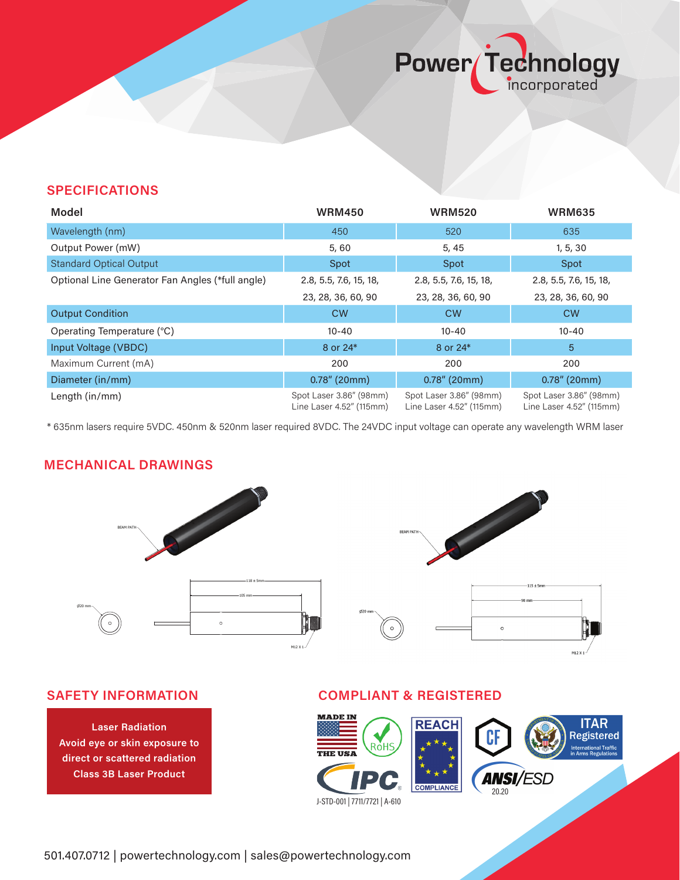## SPECIFICATIONS

| Model | WRM450 | WRM520 | WRM635 |
|---|---|---|---|
| Wavelength (nm) | 450 | 520 | 635 |
| Output Power (mW) | 5, 60 | 5, 45 | 1, 5, 30 |
| Standard Optical Output | Spot | Spot | Spot |
| Optional Line Generator Fan Angles (*full angle) | 2.8, 5.5, 7.6, 15, 18, 23, 28, 36, 60, 90 | 2.8, 5.5, 7.6, 15, 18, 23, 28, 36, 60, 90 | 2.8, 5.5, 7.6, 15, 18, 23, 28, 36, 60, 90 |
| Output Condition | CW | CW | CW |
| Operating Temperature (°C) | 10-40 | 10-40 | 10-40 |
| Input Voltage (VBDC) | 8 or 24* | 8 or 24* | 5 |
| Maximum Current (mA) | 200 | 200 | 200 |
| Diameter (in/mm) | 0.78" (20mm) | 0.78" (20mm) | 0.78" (20mm) |
| Length (in/mm) | Spot Laser 3.86" (98mm) Line Laser 4.52" (115mm) | Spot Laser 3.86" (98mm) Line Laser 4.52" (115mm) | Spot Laser 3.86" (98mm) Line Laser 4.52" (115mm) |

* 635nm lasers require 5VDC. 450nm & 520nm laser required 8VDC. The 24VDC input voltage can operate any wavelength WRM laser

## MECHANICAL DRAWINGS

BEAM PATH

BEAM PATH

118 ± 5mm

105 mm

Ø20 mm

M12 X 1

115 ± 5mm

98 mm

Ø20 mm

M12 X 1

## SAFETY INFORMATION

**Laser Radiation**
**Avoid eye or skin exposure to direct or scattered radiation**
**Class 3B Laser Product**

## COMPLIANT & REGISTERED

MADE IN THE USA

RoHS

REACH COMPLIANCE

CF

ITAR Registered International Traffic in Arms Regulations

IPC J-STD-001 | 7711/7721 | A-610

ANSI/ESD 20.20

501.407.0712 | powertechnology.com | sales@powertechnology.com